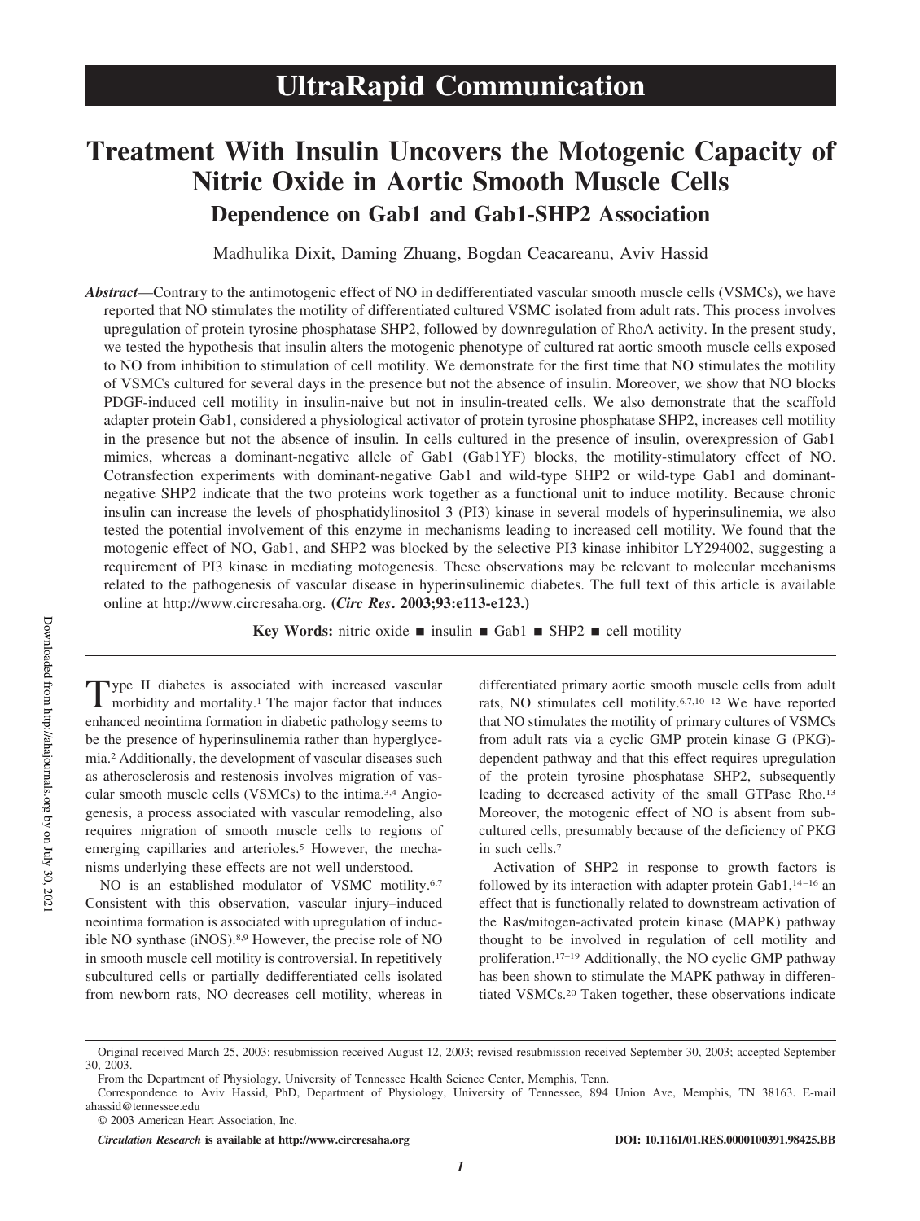# UltraRapid Communication

# Treatment With Insulin Uncovers the Motogenic Capacity of Nitric Oxide in Aortic Smooth Muscle Cells

## Dependence on Gab1 and Gab1-SHP2 Association

Madhulika Dixit, Daming Zhuang, Bogdan Ceacareanu, Aviv Hassid

***Abstract*****—**Contrary to the antimotogenic effect of NO in dedifferentiated vascular smooth muscle cells (VSMCs), we have reported that NO stimulates the motility of differentiated cultured VSMC isolated from adult rats. This process involves upregulation of protein tyrosine phosphatase SHP2, followed by downregulation of RhoA activity. In the present study, we tested the hypothesis that insulin alters the motogenic phenotype of cultured rat aortic smooth muscle cells exposed to NO from inhibition to stimulation of cell motility. We demonstrate for the first time that NO stimulates the motility of VSMCs cultured for several days in the presence but not the absence of insulin. Moreover, we show that NO blocks PDGF-induced cell motility in insulin-naive but not in insulin-treated cells. We also demonstrate that the scaffold adapter protein Gab1, considered a physiological activator of protein tyrosine phosphatase SHP2, increases cell motility in the presence but not the absence of insulin. In cells cultured in the presence of insulin, overexpression of Gab1 mimics, whereas a dominant-negative allele of Gab1 (Gab1YF) blocks, the motility-stimulatory effect of NO. Cotransfection experiments with dominant-negative Gab1 and wild-type SHP2 or wild-type Gab1 and dominant-negative SHP2 indicate that the two proteins work together as a functional unit to induce motility. Because chronic insulin can increase the levels of phosphatidylinositol 3 (PI3) kinase in several models of hyperinsulinemia, we also tested the potential involvement of this enzyme in mechanisms leading to increased cell motility. We found that the motogenic effect of NO, Gab1, and SHP2 was blocked by the selective PI3 kinase inhibitor LY294002, suggesting a requirement of PI3 kinase in mediating motogenesis. These observations may be relevant to molecular mechanisms related to the pathogenesis of vascular disease in hyperinsulinemic diabetes. The full text of this article is available online at http://www.circresaha.org. **(*Circ Res*. 2003;93:e113-e123.)**

**Key Words:** nitric oxide ■ insulin ■ Gab1 ■ SHP2 ■ cell motility

Type II diabetes is associated with increased vascular morbidity and mortality.[1] The major factor that induces enhanced neointima formation in diabetic pathology seems to be the presence of hyperinsulinemia rather than hyperglycemia.[2] Additionally, the development of vascular diseases such as atherosclerosis and restenosis involves migration of vascular smooth muscle cells (VSMCs) to the intima.[3,4] Angiogenesis, a process associated with vascular remodeling, also requires migration of smooth muscle cells to regions of emerging capillaries and arterioles.[5] However, the mechanisms underlying these effects are not well understood.

NO is an established modulator of VSMC motility.[6,7] Consistent with this observation, vascular injury–induced neointima formation is associated with upregulation of inducible NO synthase (iNOS).[8,9] However, the precise role of NO in smooth muscle cell motility is controversial. In repetitively subcultured cells or partially dedifferentiated cells isolated from newborn rats, NO decreases cell motility, whereas in differentiated primary aortic smooth muscle cells from adult rats, NO stimulates cell motility.[6,7,10–12] We have reported that NO stimulates the motility of primary cultures of VSMCs from adult rats via a cyclic GMP protein kinase G (PKG)-dependent pathway and that this effect requires upregulation of the protein tyrosine phosphatase SHP2, subsequently leading to decreased activity of the small GTPase Rho.[13] Moreover, the motogenic effect of NO is absent from subcultured cells, presumably because of the deficiency of PKG in such cells.[7]

Activation of SHP2 in response to growth factors is followed by its interaction with adapter protein Gab1,[14–16] an effect that is functionally related to downstream activation of the Ras/mitogen-activated protein kinase (MAPK) pathway thought to be involved in regulation of cell motility and proliferation.[17–19] Additionally, the NO cyclic GMP pathway has been shown to stimulate the MAPK pathway in differentiated VSMCs.[20] Taken together, these observations indicate

Original received March 25, 2003; resubmission received August 12, 2003; revised resubmission received September 30, 2003; accepted September 30, 2003.

From the Department of Physiology, University of Tennessee Health Science Center, Memphis, Tenn.

Correspondence to Aviv Hassid, PhD, Department of Physiology, University of Tennessee, 894 Union Ave, Memphis, TN 38163. E-mail ahassid@tennessee.edu

© 2003 American Heart Association, Inc.

*Circulation Research* **is available at http://www.circresaha.org** **DOI: 10.1161/01.RES.0000100391.98425.BB**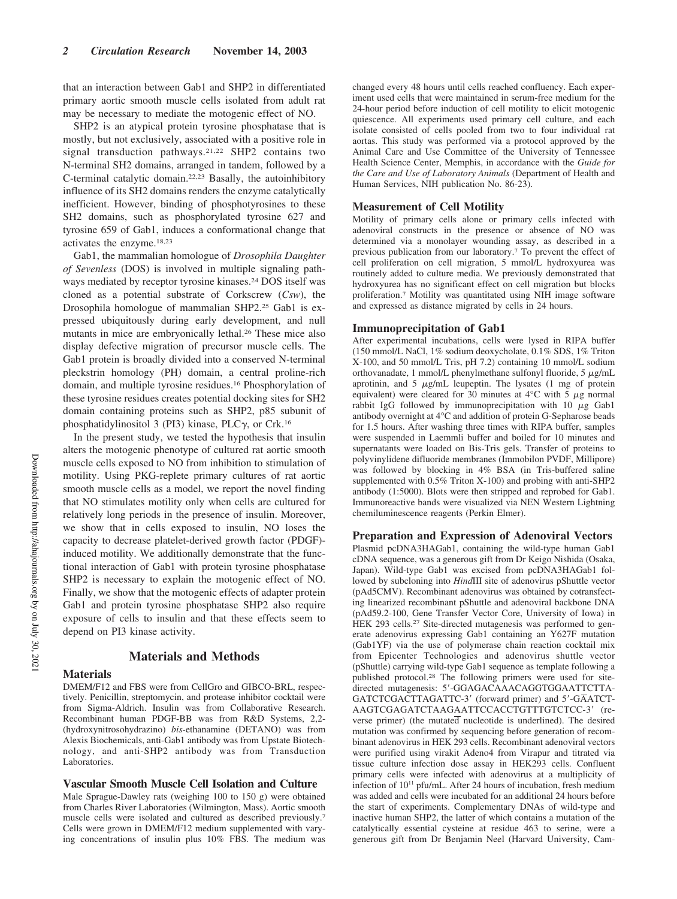that an interaction between Gab1 and SHP2 in differentiated primary aortic smooth muscle cells isolated from adult rat may be necessary to mediate the motogenic effect of NO.

SHP2 is an atypical protein tyrosine phosphatase that is mostly, but not exclusively, associated with a positive role in signal transduction pathways.[21,22] SHP2 contains two N-terminal SH2 domains, arranged in tandem, followed by a C-terminal catalytic domain.[22,23] Basally, the autoinhibitory influence of its SH2 domains renders the enzyme catalytically inefficient. However, binding of phosphotyrosines to these SH2 domains, such as phosphorylated tyrosine 627 and tyrosine 659 of Gab1, induces a conformational change that activates the enzyme.[18,23]

Gab1, the mammalian homologue of *Drosophila Daughter of Sevenless* (DOS) is involved in multiple signaling pathways mediated by receptor tyrosine kinases.[24] DOS itself was cloned as a potential substrate of Corkscrew (*Csw*), the Drosophila homologue of mammalian SHP2.[25] Gab1 is expressed ubiquitously during early development, and null mutants in mice are embryonically lethal.[26] These mice also display defective migration of precursor muscle cells. The Gab1 protein is broadly divided into a conserved N-terminal pleckstrin homology (PH) domain, a central proline-rich domain, and multiple tyrosine residues.[16] Phosphorylation of these tyrosine residues creates potential docking sites for SH2 domain containing proteins such as SHP2, p85 subunit of phosphatidylinositol 3 (PI3) kinase, PLC$\gamma$, or Crk.[16]

In the present study, we tested the hypothesis that insulin alters the motogenic phenotype of cultured rat aortic smooth muscle cells exposed to NO from inhibition to stimulation of motility. Using PKG-replete primary cultures of rat aortic smooth muscle cells as a model, we report the novel finding that NO stimulates motility only when cells are cultured for relatively long periods in the presence of insulin. Moreover, we show that in cells exposed to insulin, NO loses the capacity to decrease platelet-derived growth factor (PDGF)-induced motility. We additionally demonstrate that the functional interaction of Gab1 with protein tyrosine phosphatase SHP2 is necessary to explain the motogenic effect of NO. Finally, we show that the motogenic effects of adapter protein Gab1 and protein tyrosine phosphatase SHP2 also require exposure of cells to insulin and that these effects seem to depend on PI3 kinase activity.

## Materials and Methods

### Materials

DMEM/F12 and FBS were from CellGro and GIBCO-BRL, respectively. Penicillin, streptomycin, and protease inhibitor cocktail were from Sigma-Aldrich. Insulin was from Collaborative Research. Recombinant human PDGF-BB was from R&D Systems, 2,2-(hydroxynitrosohydrazino) *bis*-ethanamine (DETANO) was from Alexis Biochemicals, anti-Gab1 antibody was from Upstate Biotechnology, and anti-SHP2 antibody was from Transduction Laboratories.

### Vascular Smooth Muscle Cell Isolation and Culture

Male Sprague-Dawley rats (weighing 100 to 150 g) were obtained from Charles River Laboratories (Wilmington, Mass). Aortic smooth muscle cells were isolated and cultured as described previously.[7] Cells were grown in DMEM/F12 medium supplemented with varying concentrations of insulin plus 10% FBS. The medium was changed every 48 hours until cells reached confluency. Each experiment used cells that were maintained in serum-free medium for the 24-hour period before induction of cell motility to elicit motogenic quiescence. All experiments used primary cell culture, and each isolate consisted of cells pooled from two to four individual rat aortas. This study was performed via a protocol approved by the Animal Care and Use Committee of the University of Tennessee Health Science Center, Memphis, in accordance with the *Guide for the Care and Use of Laboratory Animals* (Department of Health and Human Services, NIH publication No. 86-23).

### Measurement of Cell Motility

Motility of primary cells alone or primary cells infected with adenoviral constructs in the presence or absence of NO was determined via a monolayer wounding assay, as described in a previous publication from our laboratory.[7] To prevent the effect of cell proliferation on cell migration, 5 mmol/L hydroxyurea was routinely added to culture media. We previously demonstrated that hydroxyurea has no significant effect on cell migration but blocks proliferation.[7] Motility was quantitated using NIH image software and expressed as distance migrated by cells in 24 hours.

### Immunoprecipitation of Gab1

After experimental incubations, cells were lysed in RIPA buffer (150 mmol/L NaCl, 1% sodium deoxycholate, 0.1% SDS, 1% Triton X-100, and 50 mmol/L Tris, pH 7.2) containing 10 mmol/L sodium orthovanadate, 1 mmol/L phenylmethane sulfonyl fluoride, 5 $\mu$g/mL aprotinin, and 5 $\mu$g/mL leupeptin. The lysates (1 mg of protein equivalent) were cleared for 30 minutes at 4°C with 5 $\mu$g normal rabbit IgG followed by immunoprecipitation with 10 $\mu$g Gab1 antibody overnight at 4°C and addition of protein G-Sepharose beads for 1.5 hours. After washing three times with RIPA buffer, samples were suspended in Laemmli buffer and boiled for 10 minutes and supernatants were loaded on Bis-Tris gels. Transfer of proteins to polyvinylidene difluoride membranes (Immobilon PVDF, Millipore) was followed by blocking in 4% BSA (in Tris-buffered saline supplemented with 0.5% Triton X-100) and probing with anti-SHP2 antibody (1:5000). Blots were then stripped and reprobed for Gab1. Immunoreactive bands were visualized via NEN Western Lightning chemiluminescence reagents (Perkin Elmer).

### Preparation and Expression of Adenoviral Vectors

Plasmid pcDNA3HAGab1, containing the wild-type human Gab1 cDNA sequence, was a generous gift from Dr Keigo Nishida (Osaka, Japan). Wild-type Gab1 was excised from pcDNA3HAGab1 followed by subcloning into *Hind*III site of adenovirus pShuttle vector (pAd5CMV). Recombinant adenovirus was obtained by cotransfecting linearized recombinant pShuttle and adenoviral backbone DNA (pAd59.2-100, Gene Transfer Vector Core, University of Iowa) in HEK 293 cells.[27] Site-directed mutagenesis was performed to generate adenovirus expressing Gab1 containing an Y627F mutation (Gab1YF) via the use of polymerase chain reaction cocktail mix from Epicenter Technologies and adenovirus shuttle vector (pShuttle) carrying wild-type Gab1 sequence as template following a published protocol.[28] The following primers were used for site-directed mutagenesis: 5′-GGAGACAAACAGGTGGAATTCTTAGATCTCGACTTAGATTC-3′ (forward primer) and 5′-GAATCTAAGTCGAGATCTAAGAATTCCACCTGTTTGTCTCC-3′ (reverse primer) (the mutated nucleotide is underlined). The desired mutation was confirmed by sequencing before generation of recombinant adenovirus in HEK 293 cells. Recombinant adenoviral vectors were purified using virakit Adeno4 from Virapur and titrated via tissue culture infection dose assay in HEK293 cells. Confluent primary cells were infected with adenovirus at a multiplicity of infection of $10^{11}$ pfu/mL. After 24 hours of incubation, fresh medium was added and cells were incubated for an additional 24 hours before the start of experiments. Complementary DNAs of wild-type and inactive human SHP2, the latter of which contains a mutation of the catalytically essential cysteine at residue 463 to serine, were a generous gift from Dr Benjamin Neel (Harvard University, Cam-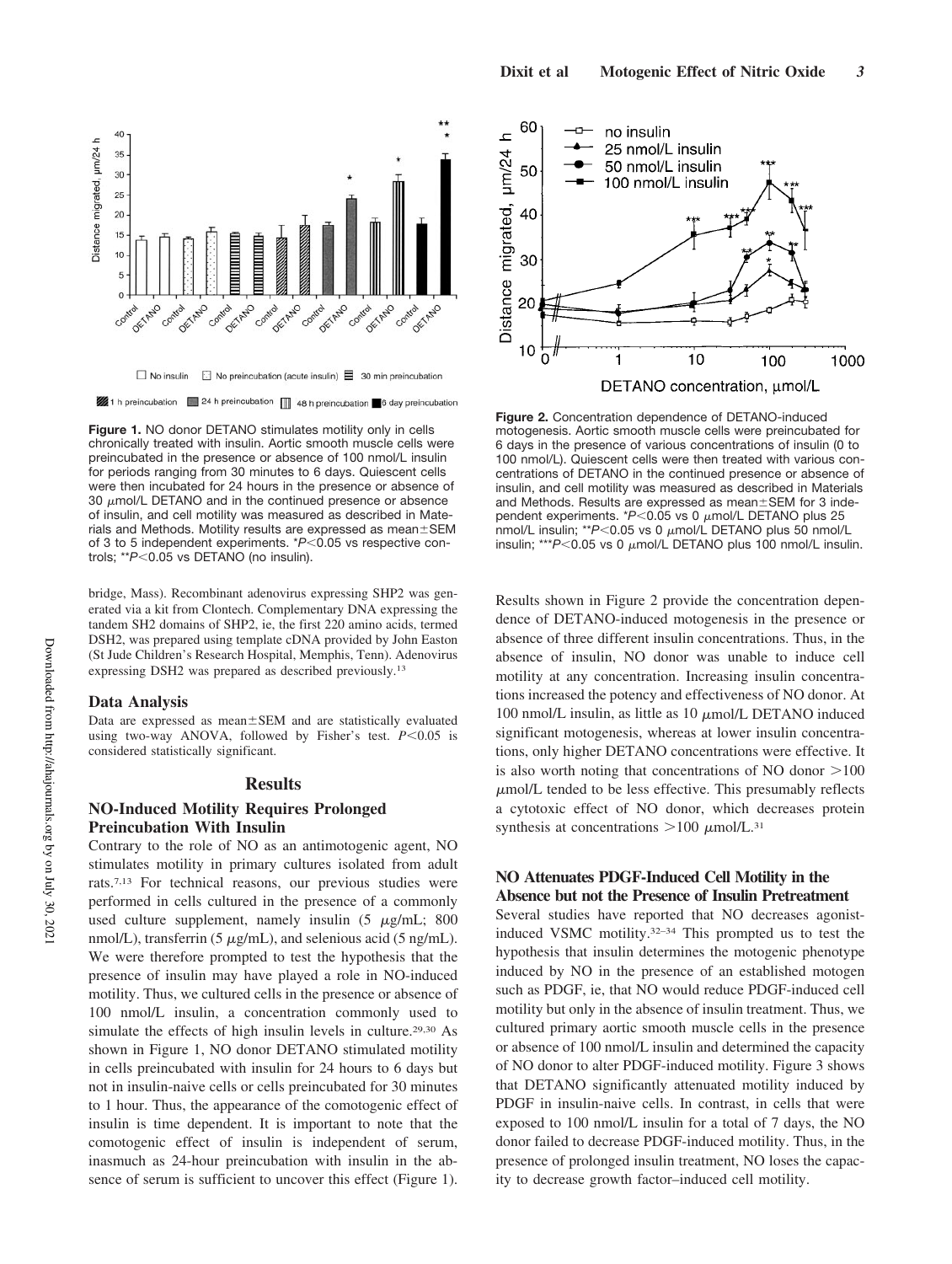**Figure 1.** NO donor DETANO stimulates motility only in cells chronically treated with insulin. Aortic smooth muscle cells were preincubated in the presence or absence of 100 nmol/L insulin for periods ranging from 30 minutes to 6 days. Quiescent cells were then incubated for 24 hours in the presence or absence of 30 μmol/L DETANO and in the continued presence or absence of insulin, and cell motility was measured as described in Materials and Methods. Motility results are expressed as mean±SEM of 3 to 5 independent experiments. *$P<0.05$ vs respective controls; **$P<0.05$ vs DETANO (no insulin).

**Figure 2.** Concentration dependence of DETANO-induced motogenesis. Aortic smooth muscle cells were preincubated for 6 days in the presence of various concentrations of insulin (0 to 100 nmol/L). Quiescent cells were then treated with various concentrations of DETANO in the continued presence or absence of insulin, and cell motility was measured as described in Materials and Methods. Results are expressed as mean±SEM for 3 independent experiments. *$P<0.05$ vs 0 μmol/L DETANO plus 25 nmol/L insulin; **$P<0.05$ vs 0 μmol/L DETANO plus 50 nmol/L insulin; ***$P<0.05$ vs 0 μmol/L DETANO plus 100 nmol/L insulin.

bridge, Mass). Recombinant adenovirus expressing SHP2 was generated via a kit from Clontech. Complementary DNA expressing the tandem SH2 domains of SHP2, ie, the first 220 amino acids, termed DSH2, was prepared using template cDNA provided by John Easton (St Jude Children's Research Hospital, Memphis, Tenn). Adenovirus expressing DSH2 was prepared as described previously.[13]

### Data Analysis

Data are expressed as mean±SEM and are statistically evaluated using two-way ANOVA, followed by Fisher's test. $P<0.05$ is considered statistically significant.

## Results

### NO-Induced Motility Requires Prolonged Preincubation With Insulin

Contrary to the role of NO as an antimotogenic agent, NO stimulates motility in primary cultures isolated from adult rats.[7,13] For technical reasons, our previous studies were performed in cells cultured in the presence of a commonly used culture supplement, namely insulin (5 μg/mL; 800 nmol/L), transferrin (5 μg/mL), and selenious acid (5 ng/mL). We were therefore prompted to test the hypothesis that the presence of insulin may have played a role in NO-induced motility. Thus, we cultured cells in the presence or absence of 100 nmol/L insulin, a concentration commonly used to simulate the effects of high insulin levels in culture.[29,30] As shown in Figure 1, NO donor DETANO stimulated motility in cells preincubated with insulin for 24 hours to 6 days but not in insulin-naive cells or cells preincubated for 30 minutes to 1 hour. Thus, the appearance of the comotogenic effect of insulin is time dependent. It is important to note that the comotogenic effect of insulin is independent of serum, inasmuch as 24-hour preincubation with insulin in the absence of serum is sufficient to uncover this effect (Figure 1).

Results shown in Figure 2 provide the concentration dependence of DETANO-induced motogenesis in the presence or absence of three different insulin concentrations. Thus, in the absence of insulin, NO donor was unable to induce cell motility at any concentration. Increasing insulin concentrations increased the potency and effectiveness of NO donor. At 100 nmol/L insulin, as little as 10 μmol/L DETANO induced significant motogenesis, whereas at lower insulin concentrations, only higher DETANO concentrations were effective. It is also worth noting that concentrations of NO donor >100 μmol/L tended to be less effective. This presumably reflects a cytotoxic effect of NO donor, which decreases protein synthesis at concentrations >100 μmol/L.[31]

### NO Attenuates PDGF-Induced Cell Motility in the Absence but not the Presence of Insulin Pretreatment

Several studies have reported that NO decreases agonist-induced VSMC motility.[32–34] This prompted us to test the hypothesis that insulin determines the motogenic phenotype induced by NO in the presence of an established motogen such as PDGF, ie, that NO would reduce PDGF-induced cell motility but only in the absence of insulin treatment. Thus, we cultured primary aortic smooth muscle cells in the presence or absence of 100 nmol/L insulin and determined the capacity of NO donor to alter PDGF-induced motility. Figure 3 shows that DETANO significantly attenuated motility induced by PDGF in insulin-naive cells. In contrast, in cells that were exposed to 100 nmol/L insulin for a total of 7 days, the NO donor failed to decrease PDGF-induced motility. Thus, in the presence of prolonged insulin treatment, NO loses the capacity to decrease growth factor–induced cell motility.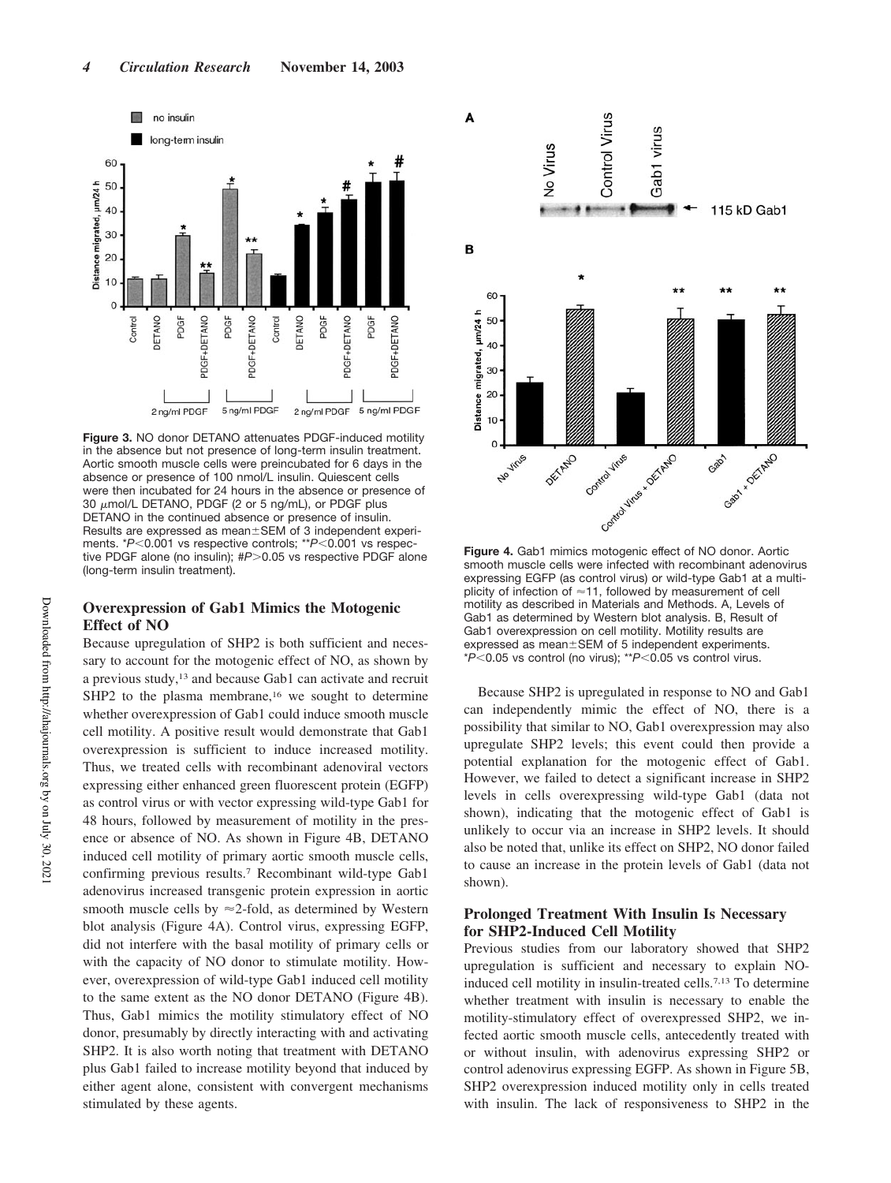Figure 3. NO donor DETANO attenuates PDGF-induced motility in the absence but not presence of long-term insulin treatment. Aortic smooth muscle cells were preincubated for 6 days in the absence or presence of 100 nmol/L insulin. Quiescent cells were then incubated for 24 hours in the absence or presence of 30 μmol/L DETANO, PDGF (2 or 5 ng/mL), or PDGF plus DETANO in the continued absence or presence of insulin. Results are expressed as mean±SEM of 3 independent experiments. *$P<0.001$ vs respective controls; **$P<0.001$ vs respective PDGF alone (no insulin); #$P>0.05$ vs respective PDGF alone (long-term insulin treatment).

### Overexpression of Gab1 Mimics the Motogenic Effect of NO

Because upregulation of SHP2 is both sufficient and necessary to account for the motogenic effect of NO, as shown by a previous study,[13] and because Gab1 can activate and recruit SHP2 to the plasma membrane,[16] we sought to determine whether overexpression of Gab1 could induce smooth muscle cell motility. A positive result would demonstrate that Gab1 overexpression is sufficient to induce increased motility. Thus, we treated cells with recombinant adenoviral vectors expressing either enhanced green fluorescent protein (EGFP) as control virus or with vector expressing wild-type Gab1 for 48 hours, followed by measurement of motility in the presence or absence of NO. As shown in Figure 4B, DETANO induced cell motility of primary aortic smooth muscle cells, confirming previous results.[7] Recombinant wild-type Gab1 adenovirus increased transgenic protein expression in aortic smooth muscle cells by ≈2-fold, as determined by Western blot analysis (Figure 4A). Control virus, expressing EGFP, did not interfere with the basal motility of primary cells or with the capacity of NO donor to stimulate motility. However, overexpression of wild-type Gab1 induced cell motility to the same extent as the NO donor DETANO (Figure 4B). Thus, Gab1 mimics the motility stimulatory effect of NO donor, presumably by directly interacting with and activating SHP2. It is also worth noting that treatment with DETANO plus Gab1 failed to increase motility beyond that induced by either agent alone, consistent with convergent mechanisms stimulated by these agents.

Figure 4. Gab1 mimics motogenic effect of NO donor. Aortic smooth muscle cells were infected with recombinant adenovirus expressing EGFP (as control virus) or wild-type Gab1 at a multiplicity of infection of ≈11, followed by measurement of cell motility as described in Materials and Methods. A, Levels of Gab1 as determined by Western blot analysis. B, Result of Gab1 overexpression on cell motility. Motility results are expressed as mean±SEM of 5 independent experiments. *$P<0.05$ vs control (no virus); **$P<0.05$ vs control virus.

Because SHP2 is upregulated in response to NO and Gab1 can independently mimic the effect of NO, there is a possibility that similar to NO, Gab1 overexpression may also upregulate SHP2 levels; this event could then provide a potential explanation for the motogenic effect of Gab1. However, we failed to detect a significant increase in SHP2 levels in cells overexpressing wild-type Gab1 (data not shown), indicating that the motogenic effect of Gab1 is unlikely to occur via an increase in SHP2 levels. It should also be noted that, unlike its effect on SHP2, NO donor failed to cause an increase in the protein levels of Gab1 (data not shown).

### Prolonged Treatment With Insulin Is Necessary for SHP2-Induced Cell Motility

Previous studies from our laboratory showed that SHP2 upregulation is sufficient and necessary to explain NO-induced cell motility in insulin-treated cells.[7,13] To determine whether treatment with insulin is necessary to enable the motility-stimulatory effect of overexpressed SHP2, we infected aortic smooth muscle cells, antecedently treated with or without insulin, with adenovirus expressing SHP2 or control adenovirus expressing EGFP. As shown in Figure 5B, SHP2 overexpression induced motility only in cells treated with insulin. The lack of responsiveness to SHP2 in the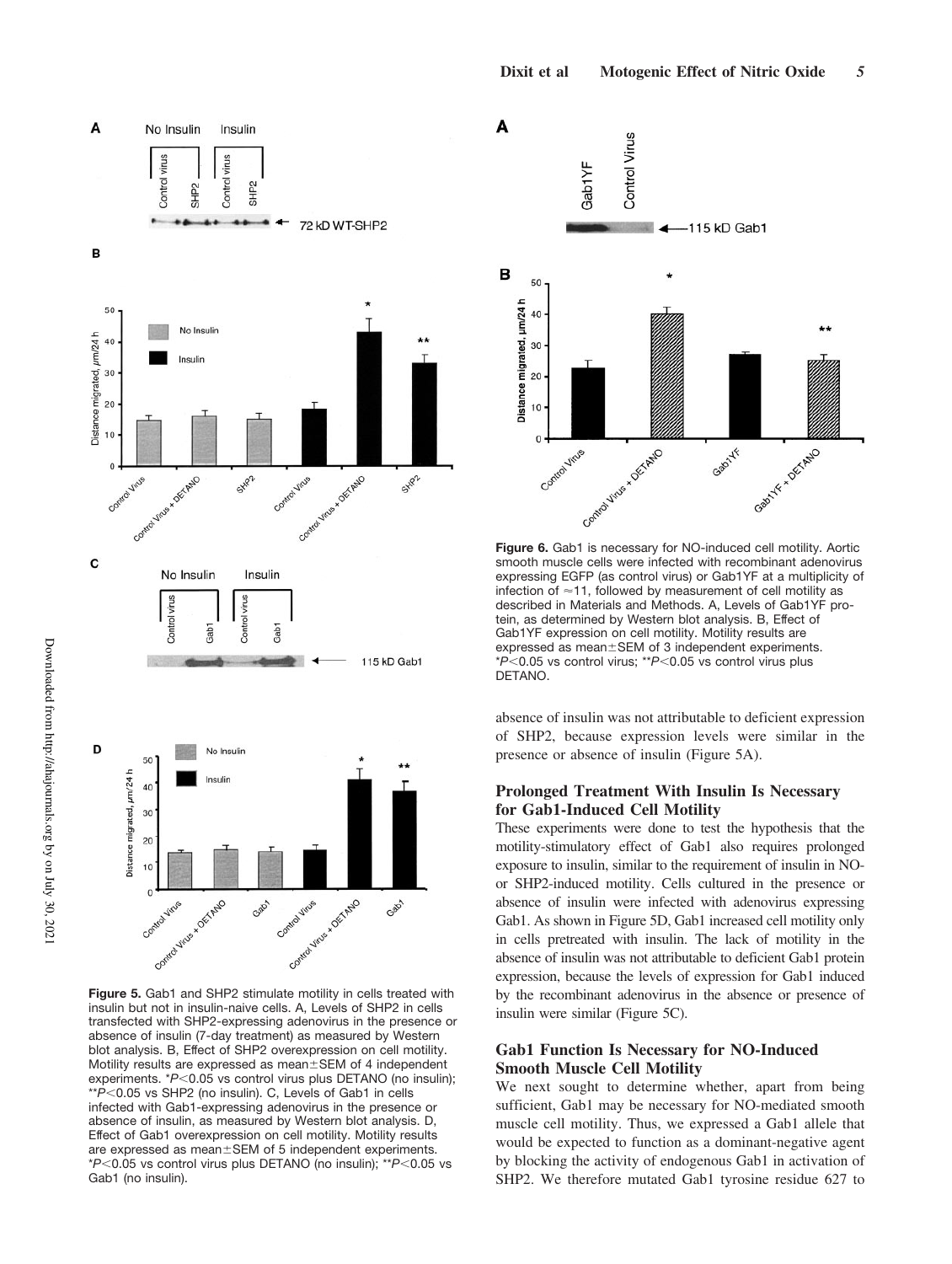**Figure 5.** Gab1 and SHP2 stimulate motility in cells treated with insulin but not in insulin-naive cells. A, Levels of SHP2 in cells transfected with SHP2-expressing adenovirus in the presence or absence of insulin (7-day treatment) as measured by Western blot analysis. B, Effect of SHP2 overexpression on cell motility. Motility results are expressed as mean±SEM of 4 independent experiments. *$P<0.05$ vs control virus plus DETANO (no insulin); **$P<0.05$ vs SHP2 (no insulin). C, Levels of Gab1 in cells infected with Gab1-expressing adenovirus in the presence or absence of insulin, as measured by Western blot analysis. D, Effect of Gab1 overexpression on cell motility. Motility results are expressed as mean±SEM of 5 independent experiments. *$P<0.05$ vs control virus plus DETANO (no insulin); **$P<0.05$ vs Gab1 (no insulin).

**Figure 6.** Gab1 is necessary for NO-induced cell motility. Aortic smooth muscle cells were infected with recombinant adenovirus expressing EGFP (as control virus) or Gab1YF at a multiplicity of infection of ≈11, followed by measurement of cell motility as described in Materials and Methods. A, Levels of Gab1YF protein, as determined by Western blot analysis. B, Effect of Gab1YF expression on cell motility. Motility results are expressed as mean±SEM of 3 independent experiments. *$P<0.05$ vs control virus; **$P<0.05$ vs control virus plus DETANO.

absence of insulin was not attributable to deficient expression of SHP2, because expression levels were similar in the presence or absence of insulin (Figure 5A).

## Prolonged Treatment With Insulin Is Necessary for Gab1-Induced Cell Motility

These experiments were done to test the hypothesis that the motility-stimulatory effect of Gab1 also requires prolonged exposure to insulin, similar to the requirement of insulin in NO- or SHP2-induced motility. Cells cultured in the presence or absence of insulin were infected with adenovirus expressing Gab1. As shown in Figure 5D, Gab1 increased cell motility only in cells pretreated with insulin. The lack of motility in the absence of insulin was not attributable to deficient Gab1 protein expression, because the levels of expression for Gab1 induced by the recombinant adenovirus in the absence or presence of insulin were similar (Figure 5C).

## Gab1 Function Is Necessary for NO-Induced Smooth Muscle Cell Motility

We next sought to determine whether, apart from being sufficient, Gab1 may be necessary for NO-mediated smooth muscle cell motility. Thus, we expressed a Gab1 allele that would be expected to function as a dominant-negative agent by blocking the activity of endogenous Gab1 in activation of SHP2. We therefore mutated Gab1 tyrosine residue 627 to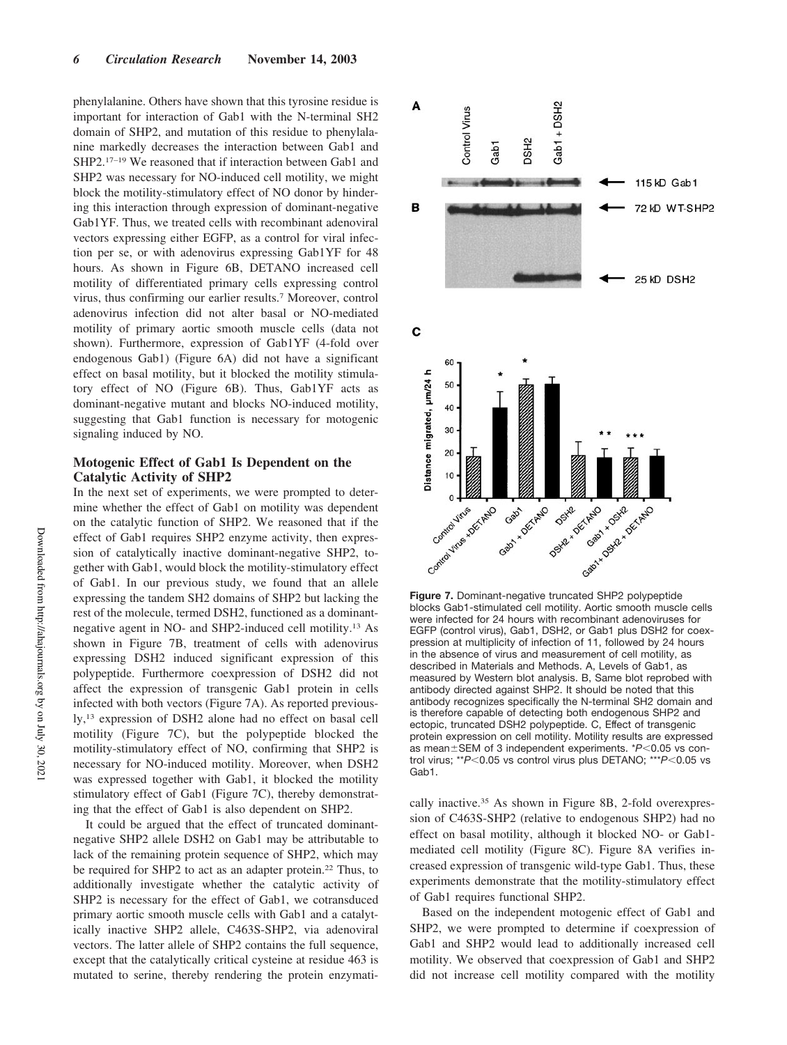phenylalanine. Others have shown that this tyrosine residue is important for interaction of Gab1 with the N-terminal SH2 domain of SHP2, and mutation of this residue to phenylalanine markedly decreases the interaction between Gab1 and SHP2.[17–19] We reasoned that if interaction between Gab1 and SHP2 was necessary for NO-induced cell motility, we might block the motility-stimulatory effect of NO donor by hindering this interaction through expression of dominant-negative Gab1YF. Thus, we treated cells with recombinant adenoviral vectors expressing either EGFP, as a control for viral infection per se, or with adenovirus expressing Gab1YF for 48 hours. As shown in Figure 6B, DETANO increased cell motility of differentiated primary cells expressing control virus, thus confirming our earlier results.[7] Moreover, control adenovirus infection did not alter basal or NO-mediated motility of primary aortic smooth muscle cells (data not shown). Furthermore, expression of Gab1YF (4-fold over endogenous Gab1) (Figure 6A) did not have a significant effect on basal motility, but it blocked the motility stimulatory effect of NO (Figure 6B). Thus, Gab1YF acts as dominant-negative mutant and blocks NO-induced motility, suggesting that Gab1 function is necessary for motogenic signaling induced by NO.

### Motogenic Effect of Gab1 Is Dependent on the Catalytic Activity of SHP2

In the next set of experiments, we were prompted to determine whether the effect of Gab1 on motility was dependent on the catalytic function of SHP2. We reasoned that if the effect of Gab1 requires SHP2 enzyme activity, then expression of catalytically inactive dominant-negative SHP2, together with Gab1, would block the motility-stimulatory effect of Gab1. In our previous study, we found that an allele expressing the tandem SH2 domains of SHP2 but lacking the rest of the molecule, termed DSH2, functioned as a dominant-negative agent in NO- and SHP2-induced cell motility.[13] As shown in Figure 7B, treatment of cells with adenovirus expressing DSH2 induced significant expression of this polypeptide. Furthermore coexpression of DSH2 did not affect the expression of transgenic Gab1 protein in cells infected with both vectors (Figure 7A). As reported previously,[13] expression of DSH2 alone had no effect on basal cell motility (Figure 7C), but the polypeptide blocked the motility-stimulatory effect of NO, confirming that SHP2 is necessary for NO-induced motility. Moreover, when DSH2 was expressed together with Gab1, it blocked the motility stimulatory effect of Gab1 (Figure 7C), thereby demonstrating that the effect of Gab1 is also dependent on SHP2.

It could be argued that the effect of truncated dominant-negative SHP2 allele DSH2 on Gab1 may be attributable to lack of the remaining protein sequence of SHP2, which may be required for SHP2 to act as an adapter protein.[22] Thus, to additionally investigate whether the catalytic activity of SHP2 is necessary for the effect of Gab1, we cotransduced primary aortic smooth muscle cells with Gab1 and a catalytically inactive SHP2 allele, C463S-SHP2, via adenoviral vectors. The latter allele of SHP2 contains the full sequence, except that the catalytically critical cysteine at residue 463 is mutated to serine, thereby rendering the protein enzymatically inactive.[35] As shown in Figure 8B, 2-fold overexpression of C463S-SHP2 (relative to endogenous SHP2) had no effect on basal motility, although it blocked NO- or Gab1-mediated cell motility (Figure 8C). Figure 8A verifies increased expression of transgenic wild-type Gab1. Thus, these experiments demonstrate that the motility-stimulatory effect of Gab1 requires functional SHP2.

Based on the independent motogenic effect of Gab1 and SHP2, we were prompted to determine if coexpression of Gab1 and SHP2 would lead to additionally increased cell motility. We observed that coexpression of Gab1 and SHP2 did not increase cell motility compared with the motility

**Figure 7.** Dominant-negative truncated SHP2 polypeptide blocks Gab1-stimulated cell motility. Aortic smooth muscle cells were infected for 24 hours with recombinant adenoviruses for EGFP (control virus), Gab1, DSH2, or Gab1 plus DSH2 for coexpression at multiplicity of infection of 11, followed by 24 hours in the absence of virus and measurement of cell motility, as described in Materials and Methods. A, Levels of Gab1, as measured by Western blot analysis. B, Same blot reprobed with antibody directed against SHP2. It should be noted that this antibody recognizes specifically the N-terminal SH2 domain and is therefore capable of detecting both endogenous SHP2 and ectopic, truncated DSH2 polypeptide. C, Effect of transgenic protein expression on cell motility. Motility results are expressed as mean±SEM of 3 independent experiments. *$P<0.05$ vs control virus; **$P<0.05$ vs control virus plus DETANO; ***$P<0.05$ vs Gab1.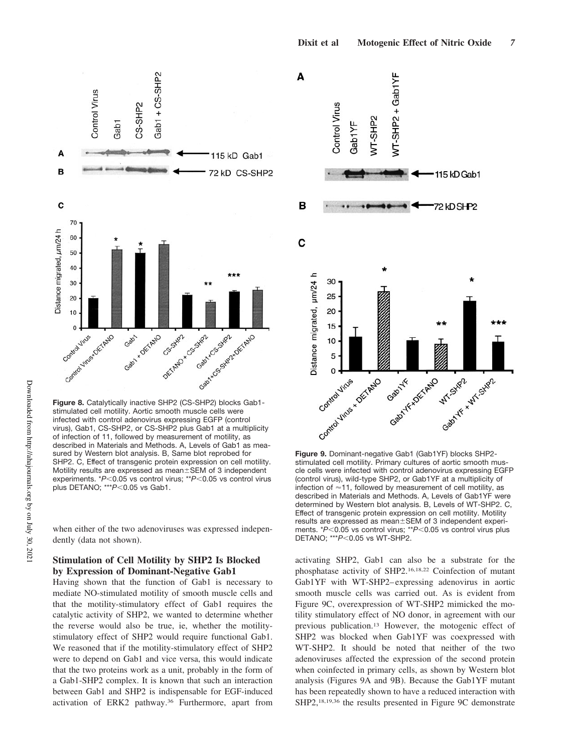**Figure 8.** Catalytically inactive SHP2 (CS-SHP2) blocks Gab1-stimulated cell motility. Aortic smooth muscle cells were infected with control adenovirus expressing EGFP (control virus), Gab1, CS-SHP2, or CS-SHP2 plus Gab1 at a multiplicity of infection of 11, followed by measurement of motility, as described in Materials and Methods. A, Levels of Gab1 as measured by Western blot analysis. B, Same blot reprobed for SHP2. C, Effect of transgenic protein expression on cell motility. Motility results are expressed as mean±SEM of 3 independent experiments. *$P<0.05$ vs control virus; **$P<0.05$ vs control virus plus DETANO; ***$P<0.05$ vs Gab1.

when either of the two adenoviruses was expressed independently (data not shown).

## Stimulation of Cell Motility by SHP2 Is Blocked by Expression of Dominant-Negative Gab1

Having shown that the function of Gab1 is necessary to mediate NO-stimulated motility of smooth muscle cells and that the motility-stimulatory effect of Gab1 requires the catalytic activity of SHP2, we wanted to determine whether the reverse would also be true, ie, whether the motility-stimulatory effect of SHP2 would require functional Gab1. We reasoned that if the motility-stimulatory effect of SHP2 were to depend on Gab1 and vice versa, this would indicate that the two proteins work as a unit, probably in the form of a Gab1-SHP2 complex. It is known that such an interaction between Gab1 and SHP2 is indispensable for EGF-induced activation of ERK2 pathway.[36] Furthermore, apart from activating SHP2, Gab1 can also be a substrate for the phosphatase activity of SHP2.[16,18,22] Coinfection of mutant Gab1YF with WT-SHP2–expressing adenovirus in aortic smooth muscle cells was carried out. As is evident from Figure 9C, overexpression of WT-SHP2 mimicked the motility stimulatory effect of NO donor, in agreement with our previous publication.[13] However, the motogenic effect of SHP2 was blocked when Gab1YF was coexpressed with WT-SHP2. It should be noted that neither of the two adenoviruses affected the expression of the second protein when coinfected in primary cells, as shown by Western blot analysis (Figures 9A and 9B). Because the Gab1YF mutant has been repeatedly shown to have a reduced interaction with SHP2,[18,19,36] the results presented in Figure 9C demonstrate

**Figure 9.** Dominant-negative Gab1 (Gab1YF) blocks SHP2-stimulated cell motility. Primary cultures of aortic smooth muscle cells were infected with control adenovirus expressing EGFP (control virus), wild-type SHP2, or Gab1YF at a multiplicity of infection of ≈11, followed by measurement of cell motility, as described in Materials and Methods. A, Levels of Gab1YF were determined by Western blot analysis. B, Levels of WT-SHP2. C, Effect of transgenic protein expression on cell motility. Motility results are expressed as mean±SEM of 3 independent experiments. *$P<0.05$ vs control virus; **$P<0.05$ vs control virus plus DETANO; ***$P<0.05$ vs WT-SHP2.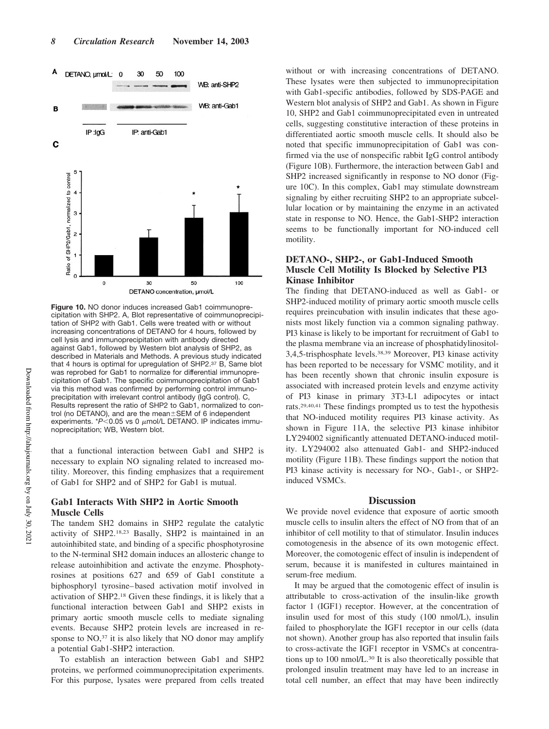A DETANO, μmol/L: 0 30 50 100

WB: anti-SHP2

B

WB: anti-Gab1

IP :IgG IP: anti-Gab1

C

**Figure 10.** NO donor induces increased Gab1 coimmunoprecipitation with SHP2. A, Blot representative of coimmunoprecipitation of SHP2 with Gab1. Cells were treated with or without increasing concentrations of DETANO for 4 hours, followed by cell lysis and immunoprecipitation with antibody directed against Gab1, followed by Western blot analysis of SHP2, as described in Materials and Methods. A previous study indicated that 4 hours is optimal for upregulation of SHP2.[37] B, Same blot was reprobed for Gab1 to normalize for differential immunoprecipitation of Gab1. The specific coimmunoprecipitation of Gab1 via this method was confirmed by performing control immunoprecipitation with irrelevant control antibody (IgG control). C, Results represent the ratio of SHP2 to Gab1, normalized to control (no DETANO), and are the mean±SEM of 6 independent experiments. *$P<0.05$ vs 0 μmol/L DETANO. IP indicates immunoprecipitation; WB, Western blot.

that a functional interaction between Gab1 and SHP2 is necessary to explain NO signaling related to increased motility. Moreover, this finding emphasizes that a requirement of Gab1 for SHP2 and of SHP2 for Gab1 is mutual.

### Gab1 Interacts With SHP2 in Aortic Smooth Muscle Cells

The tandem SH2 domains in SHP2 regulate the catalytic activity of SHP2.[18,23] Basally, SHP2 is maintained in an autoinhibited state, and binding of a specific phosphotyrosine to the N-terminal SH2 domain induces an allosteric change to release autoinhibition and activate the enzyme. Phosphotyrosines at positions 627 and 659 of Gab1 constitute a biphosphoryl tyrosine–based activation motif involved in activation of SHP2.[18] Given these findings, it is likely that a functional interaction between Gab1 and SHP2 exists in primary aortic smooth muscle cells to mediate signaling events. Because SHP2 protein levels are increased in response to NO,[37] it is also likely that NO donor may amplify a potential Gab1-SHP2 interaction.

To establish an interaction between Gab1 and SHP2 proteins, we performed coimmunoprecipitation experiments. For this purpose, lysates were prepared from cells treated without or with increasing concentrations of DETANO. These lysates were then subjected to immunoprecipitation with Gab1-specific antibodies, followed by SDS-PAGE and Western blot analysis of SHP2 and Gab1. As shown in Figure 10, SHP2 and Gab1 coimmunoprecipitated even in untreated cells, suggesting constitutive interaction of these proteins in differentiated aortic smooth muscle cells. It should also be noted that specific immunoprecipitation of Gab1 was confirmed via the use of nonspecific rabbit IgG control antibody (Figure 10B). Furthermore, the interaction between Gab1 and SHP2 increased significantly in response to NO donor (Figure 10C). In this complex, Gab1 may stimulate downstream signaling by either recruiting SHP2 to an appropriate subcellular location or by maintaining the enzyme in an activated state in response to NO. Hence, the Gab1-SHP2 interaction seems to be functionally important for NO-induced cell motility.

### DETANO-, SHP2-, or Gab1-Induced Smooth Muscle Cell Motility Is Blocked by Selective PI3 Kinase Inhibitor

The finding that DETANO-induced as well as Gab1- or SHP2-induced motility of primary aortic smooth muscle cells requires preincubation with insulin indicates that these agonists most likely function via a common signaling pathway. PI3 kinase is likely to be important for recruitment of Gab1 to the plasma membrane via an increase of phosphatidylinositol-3,4,5-trisphosphate levels.[38,39] Moreover, PI3 kinase activity has been reported to be necessary for VSMC motility, and it has been recently shown that chronic insulin exposure is associated with increased protein levels and enzyme activity of PI3 kinase in primary 3T3-L1 adipocytes or intact rats.[29,40,41] These findings prompted us to test the hypothesis that NO-induced motility requires PI3 kinase activity. As shown in Figure 11A, the selective PI3 kinase inhibitor LY294002 significantly attenuated DETANO-induced motility. LY294002 also attenuated Gab1- and SHP2-induced motility (Figure 11B). These findings support the notion that PI3 kinase activity is necessary for NO-, Gab1-, or SHP2-induced VSMCs.

## Discussion

We provide novel evidence that exposure of aortic smooth muscle cells to insulin alters the effect of NO from that of an inhibitor of cell motility to that of stimulator. Insulin induces comotogenesis in the absence of its own motogenic effect. Moreover, the comotogenic effect of insulin is independent of serum, because it is manifested in cultures maintained in serum-free medium.

It may be argued that the comotogenic effect of insulin is attributable to cross-activation of the insulin-like growth factor 1 (IGF1) receptor. However, at the concentration of insulin used for most of this study (100 nmol/L), insulin failed to phosphorylate the IGF1 receptor in our cells (data not shown). Another group has also reported that insulin fails to cross-activate the IGF1 receptor in VSMCs at concentrations up to 100 nmol/L.[30] It is also theoretically possible that prolonged insulin treatment may have led to an increase in total cell number, an effect that may have been indirectly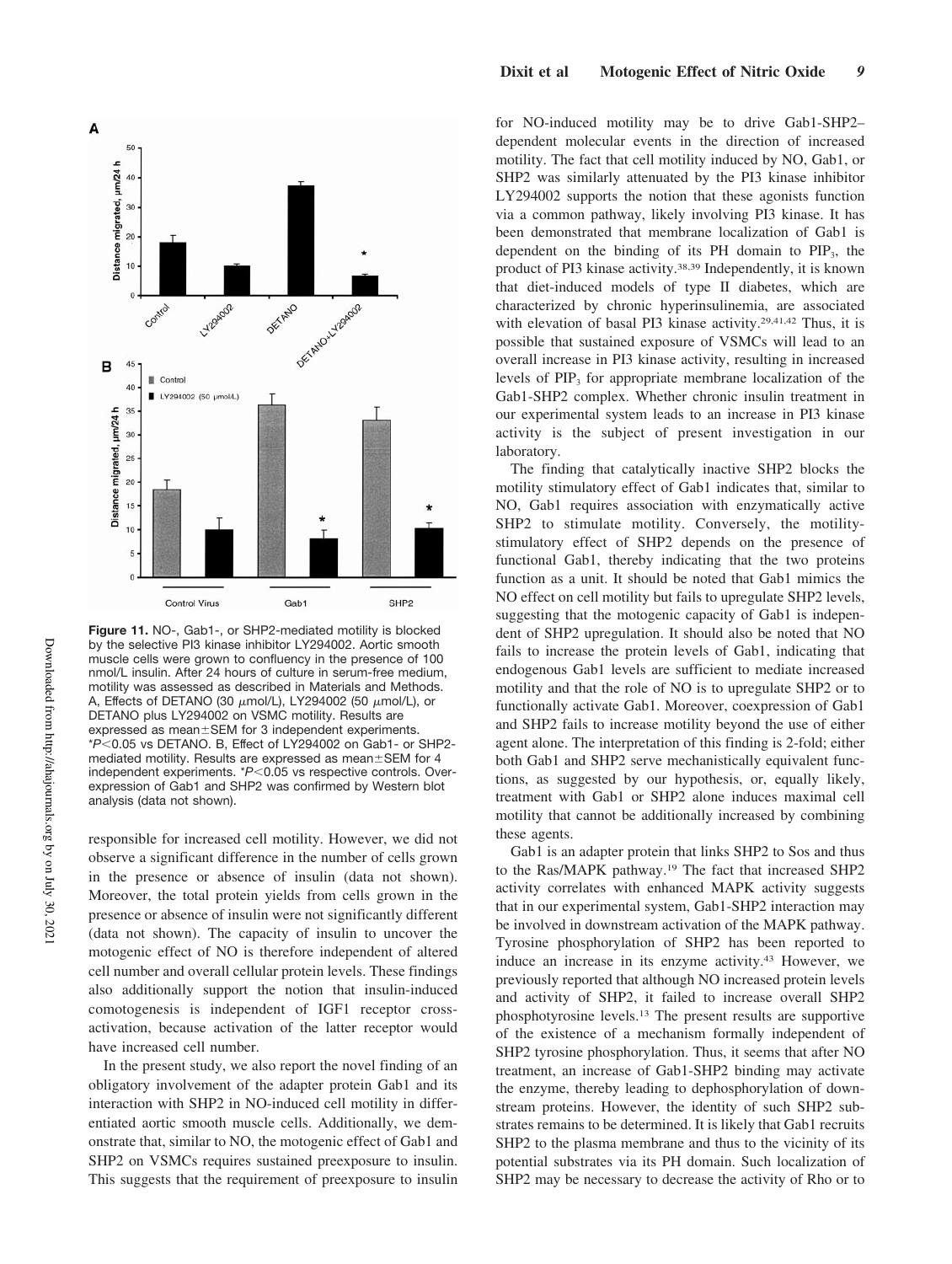**Figure 11.** NO-, Gab1-, or SHP2-mediated motility is blocked by the selective PI3 kinase inhibitor LY294002. Aortic smooth muscle cells were grown to confluency in the presence of 100 nmol/L insulin. After 24 hours of culture in serum-free medium, motility was assessed as described in Materials and Methods. A, Effects of DETANO (30 $\mu$mol/L), LY294002 (50 $\mu$mol/L), or DETANO plus LY294002 on VSMC motility. Results are expressed as mean±SEM for 3 independent experiments. *$P<0.05$ vs DETANO. B, Effect of LY294002 on Gab1- or SHP2-mediated motility. Results are expressed as mean±SEM for 4 independent experiments. *$P<0.05$ vs respective controls. Overexpression of Gab1 and SHP2 was confirmed by Western blot analysis (data not shown).

responsible for increased cell motility. However, we did not observe a significant difference in the number of cells grown in the presence or absence of insulin (data not shown). Moreover, the total protein yields from cells grown in the presence or absence of insulin were not significantly different (data not shown). The capacity of insulin to uncover the motogenic effect of NO is therefore independent of altered cell number and overall cellular protein levels. These findings also additionally support the notion that insulin-induced comotogenesis is independent of IGF1 receptor cross-activation, because activation of the latter receptor would have increased cell number.

In the present study, we also report the novel finding of an obligatory involvement of the adapter protein Gab1 and its interaction with SHP2 in NO-induced cell motility in differentiated aortic smooth muscle cells. Additionally, we demonstrate that, similar to NO, the motogenic effect of Gab1 and SHP2 on VSMCs requires sustained preexposure to insulin. This suggests that the requirement of preexposure to insulin for NO-induced motility may be to drive Gab1-SHP2–dependent molecular events in the direction of increased motility. The fact that cell motility induced by NO, Gab1, or SHP2 was similarly attenuated by the PI3 kinase inhibitor LY294002 supports the notion that these agonists function via a common pathway, likely involving PI3 kinase. It has been demonstrated that membrane localization of Gab1 is dependent on the binding of its PH domain to $PIP_3$, the product of PI3 kinase activity.[38,39] Independently, it is known that diet-induced models of type II diabetes, which are characterized by chronic hyperinsulinemia, are associated with elevation of basal PI3 kinase activity.[29,41,42] Thus, it is possible that sustained exposure of VSMCs will lead to an overall increase in PI3 kinase activity, resulting in increased levels of $PIP_3$ for appropriate membrane localization of the Gab1-SHP2 complex. Whether chronic insulin treatment in our experimental system leads to an increase in PI3 kinase activity is the subject of present investigation in our laboratory.

The finding that catalytically inactive SHP2 blocks the motility stimulatory effect of Gab1 indicates that, similar to NO, Gab1 requires association with enzymatically active SHP2 to stimulate motility. Conversely, the motility-stimulatory effect of SHP2 depends on the presence of functional Gab1, thereby indicating that the two proteins function as a unit. It should be noted that Gab1 mimics the NO effect on cell motility but fails to upregulate SHP2 levels, suggesting that the motogenic capacity of Gab1 is independent of SHP2 upregulation. It should also be noted that NO fails to increase the protein levels of Gab1, indicating that endogenous Gab1 levels are sufficient to mediate increased motility and that the role of NO is to upregulate SHP2 or to functionally activate Gab1. Moreover, coexpression of Gab1 and SHP2 fails to increase motility beyond the use of either agent alone. The interpretation of this finding is 2-fold; either both Gab1 and SHP2 serve mechanistically equivalent functions, as suggested by our hypothesis, or, equally likely, treatment with Gab1 or SHP2 alone induces maximal cell motility that cannot be additionally increased by combining these agents.

Gab1 is an adapter protein that links SHP2 to Sos and thus to the Ras/MAPK pathway.[19] The fact that increased SHP2 activity correlates with enhanced MAPK activity suggests that in our experimental system, Gab1-SHP2 interaction may be involved in downstream activation of the MAPK pathway. Tyrosine phosphorylation of SHP2 has been reported to induce an increase in its enzyme activity.[43] However, we previously reported that although NO increased protein levels and activity of SHP2, it failed to increase overall SHP2 phosphotyrosine levels.[13] The present results are supportive of the existence of a mechanism formally independent of SHP2 tyrosine phosphorylation. Thus, it seems that after NO treatment, an increase of Gab1-SHP2 binding may activate the enzyme, thereby leading to dephosphorylation of downstream proteins. However, the identity of such SHP2 substrates remains to be determined. It is likely that Gab1 recruits SHP2 to the plasma membrane and thus to the vicinity of its potential substrates via its PH domain. Such localization of SHP2 may be necessary to decrease the activity of Rho or to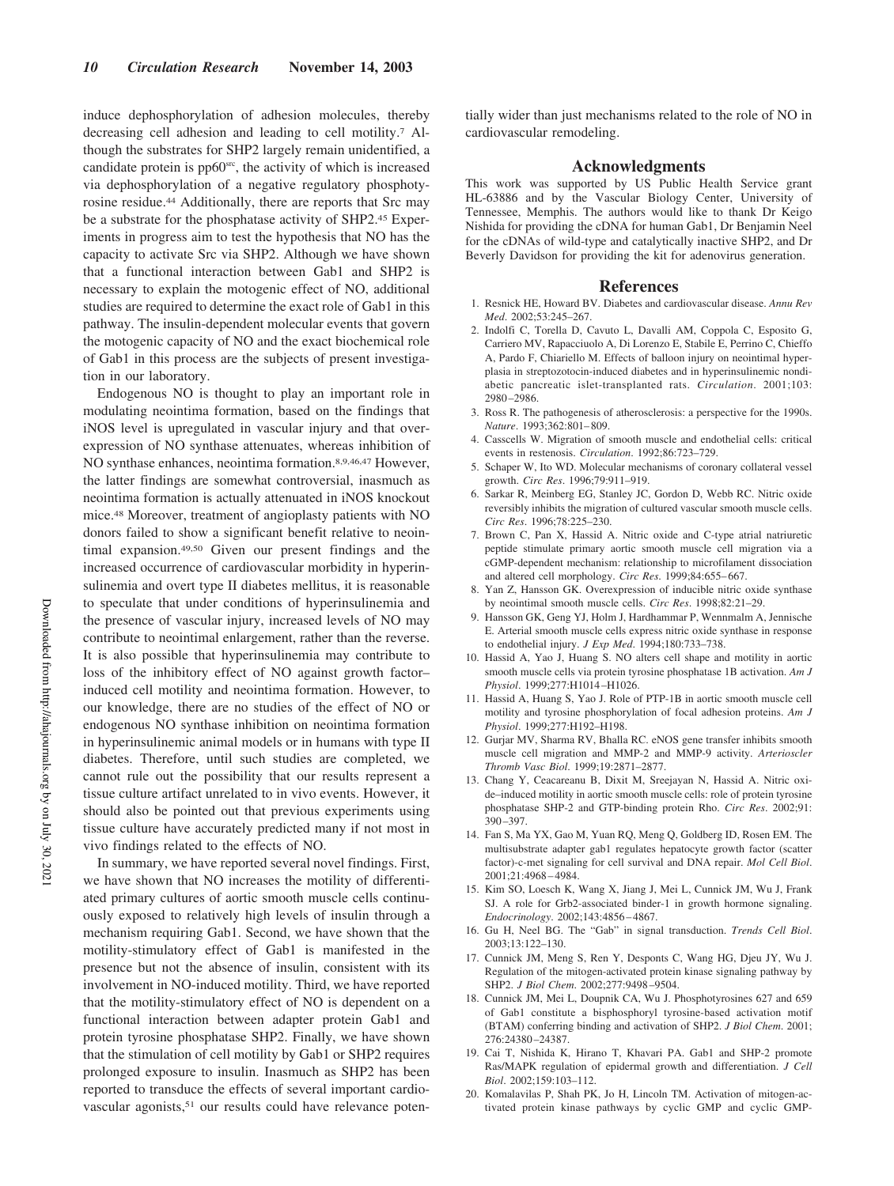induce dephosphorylation of adhesion molecules, thereby decreasing cell adhesion and leading to cell motility.[7] Although the substrates for SHP2 largely remain unidentified, a candidate protein is pp60$^{src}$, the activity of which is increased via dephosphorylation of a negative regulatory phosphotyrosine residue.[44] Additionally, there are reports that Src may be a substrate for the phosphatase activity of SHP2.[45] Experiments in progress aim to test the hypothesis that NO has the capacity to activate Src via SHP2. Although we have shown that a functional interaction between Gab1 and SHP2 is necessary to explain the mitogenic effect of NO, additional studies are required to determine the exact role of Gab1 in this pathway. The insulin-dependent molecular events that govern the motogenic capacity of NO and the exact biochemical role of Gab1 in this process are the subjects of present investigation in our laboratory.

Endogenous NO is thought to play an important role in modulating neointima formation, based on the findings that iNOS level is upregulated in vascular injury and that overexpression of NO synthase attenuates, whereas inhibition of NO synthase enhances, neointima formation.[8,9,46,47] However, the latter findings are somewhat controversial, inasmuch as neointima formation is actually attenuated in iNOS knockout mice.[48] Moreover, treatment of angioplasty patients with NO donors failed to show a significant benefit relative to neointimal expansion.[49,50] Given our present findings and the increased occurrence of cardiovascular morbidity in hyperinsulinemia and overt type II diabetes mellitus, it is reasonable to speculate that under conditions of hyperinsulinemia and the presence of vascular injury, increased levels of NO may contribute to neointimal enlargement, rather than the reverse. It is also possible that hyperinsulinemia may contribute to loss of the inhibitory effect of NO against growth factor–induced cell motility and neointima formation. However, to our knowledge, there are no studies of the effect of NO or endogenous NO synthase inhibition on neointima formation in hyperinsulinemic animal models or in humans with type II diabetes. Therefore, until such studies are completed, we cannot rule out the possibility that our results represent a tissue culture artifact unrelated to in vivo events. However, it should also be pointed out that previous experiments using tissue culture have accurately predicted many if not most in vivo findings related to the effects of NO.

In summary, we have reported several novel findings. First, we have shown that NO increases the motility of differentiated primary cultures of aortic smooth muscle cells continuously exposed to relatively high levels of insulin through a mechanism requiring Gab1. Second, we have shown that the motility-stimulatory effect of Gab1 is manifested in the presence but not the absence of insulin, consistent with its involvement in NO-induced motility. Third, we have reported that the motility-stimulatory effect of NO is dependent on a functional interaction between adapter protein Gab1 and protein tyrosine phosphatase SHP2. Finally, we have shown that the stimulation of cell motility by Gab1 or SHP2 requires prolonged exposure to insulin. Inasmuch as SHP2 has been reported to transduce the effects of several important cardiovascular agonists,[51] our results could have relevance potentially wider than just mechanisms related to the role of NO in cardiovascular remodeling.

## Acknowledgments

This work was supported by US Public Health Service grant HL-63886 and by the Vascular Biology Center, University of Tennessee, Memphis. The authors would like to thank Dr Keigo Nishida for providing the cDNA for human Gab1, Dr Benjamin Neel for the cDNAs of wild-type and catalytically inactive SHP2, and Dr Beverly Davidson for providing the kit for adenovirus generation.

## References

1. Resnick HE, Howard BV. Diabetes and cardiovascular disease. *Annu Rev Med*. 2002;53:245–267.
2. Indolfi C, Torella D, Cavuto L, Davalli AM, Coppola C, Esposito G, Carriero MV, Rapacciuolo A, Di Lorenzo E, Stabile E, Perrino C, Chieffo A, Pardo F, Chiariello M. Effects of balloon injury on neointimal hyperplasia in streptozotocin-induced diabetes and in hyperinsulinemic nondiabetic pancreatic islet-transplanted rats. *Circulation*. 2001;103:2980–2986.
3. Ross R. The pathogenesis of atherosclerosis: a perspective for the 1990s. *Nature*. 1993;362:801–809.
4. Casscells W. Migration of smooth muscle and endothelial cells: critical events in restenosis. *Circulation*. 1992;86:723–729.
5. Schaper W, Ito WD. Molecular mechanisms of coronary collateral vessel growth. *Circ Res*. 1996;79:911–919.
6. Sarkar R, Meinberg EG, Stanley JC, Gordon D, Webb RC. Nitric oxide reversibly inhibits the migration of cultured vascular smooth muscle cells. *Circ Res*. 1996;78:225–230.
7. Brown C, Pan X, Hassid A. Nitric oxide and C-type atrial natriuretic peptide stimulate primary aortic smooth muscle cell migration via a cGMP-dependent mechanism: relationship to microfilament dissociation and altered cell morphology. *Circ Res*. 1999;84:655–667.
8. Yan Z, Hansson GK. Overexpression of inducible nitric oxide synthase by neointimal smooth muscle cells. *Circ Res*. 1998;82:21–29.
9. Hansson GK, Geng YJ, Holm J, Hardhammar P, Wennmalm A, Jennische E. Arterial smooth muscle cells express nitric oxide synthase in response to endothelial injury. *J Exp Med*. 1994;180:733–738.
10. Hassid A, Yao J, Huang S. NO alters cell shape and motility in aortic smooth muscle cells via protein tyrosine phosphatase 1B activation. *Am J Physiol*. 1999;277:H1014–H1026.
11. Hassid A, Huang S, Yao J. Role of PTP-1B in aortic smooth muscle cell motility and tyrosine phosphorylation of focal adhesion proteins. *Am J Physiol*. 1999;277:H192–H198.
12. Gurjar MV, Sharma RV, Bhalla RC. eNOS gene transfer inhibits smooth muscle cell migration and MMP-2 and MMP-9 activity. *Arterioscler Thromb Vasc Biol*. 1999;19:2871–2877.
13. Chang Y, Ceacareanu B, Dixit M, Sreejayan N, Hassid A. Nitric oxide–induced motility in aortic smooth muscle cells: role of protein tyrosine phosphatase SHP-2 and GTP-binding protein Rho. *Circ Res*. 2002;91:390–397.
14. Fan S, Ma YX, Gao M, Yuan RQ, Meng Q, Goldberg ID, Rosen EM. The multisubstrate adapter gab1 regulates hepatocyte growth factor (scatter factor)-c-met signaling for cell survival and DNA repair. *Mol Cell Biol*. 2001;21:4968–4984.
15. Kim SO, Loesch K, Wang X, Jiang J, Mei L, Cunnick JM, Wu J, Frank SJ. A role for Grb2-associated binder-1 in growth hormone signaling. *Endocrinology*. 2002;143:4856–4867.
16. Gu H, Neel BG. The "Gab" in signal transduction. *Trends Cell Biol*. 2003;13:122–130.
17. Cunnick JM, Meng S, Ren Y, Desponts C, Wang HG, Djeu JY, Wu J. Regulation of the mitogen-activated protein kinase signaling pathway by SHP2. *J Biol Chem*. 2002;277:9498–9504.
18. Cunnick JM, Mei L, Doupnik CA, Wu J. Phosphotyrosines 627 and 659 of Gab1 constitute a bisphosphoryl tyrosine-based activation motif (BTAM) conferring binding and activation of SHP2. *J Biol Chem*. 2001;276:24380–24387.
19. Cai T, Nishida K, Hirano T, Khavari PA. Gab1 and SHP-2 promote Ras/MAPK regulation of epidermal growth and differentiation. *J Cell Biol*. 2002;159:103–112.
20. Komalavilas P, Shah PK, Jo H, Lincoln TM. Activation of mitogen-activated protein kinase pathways by cyclic GMP and cyclic GMP-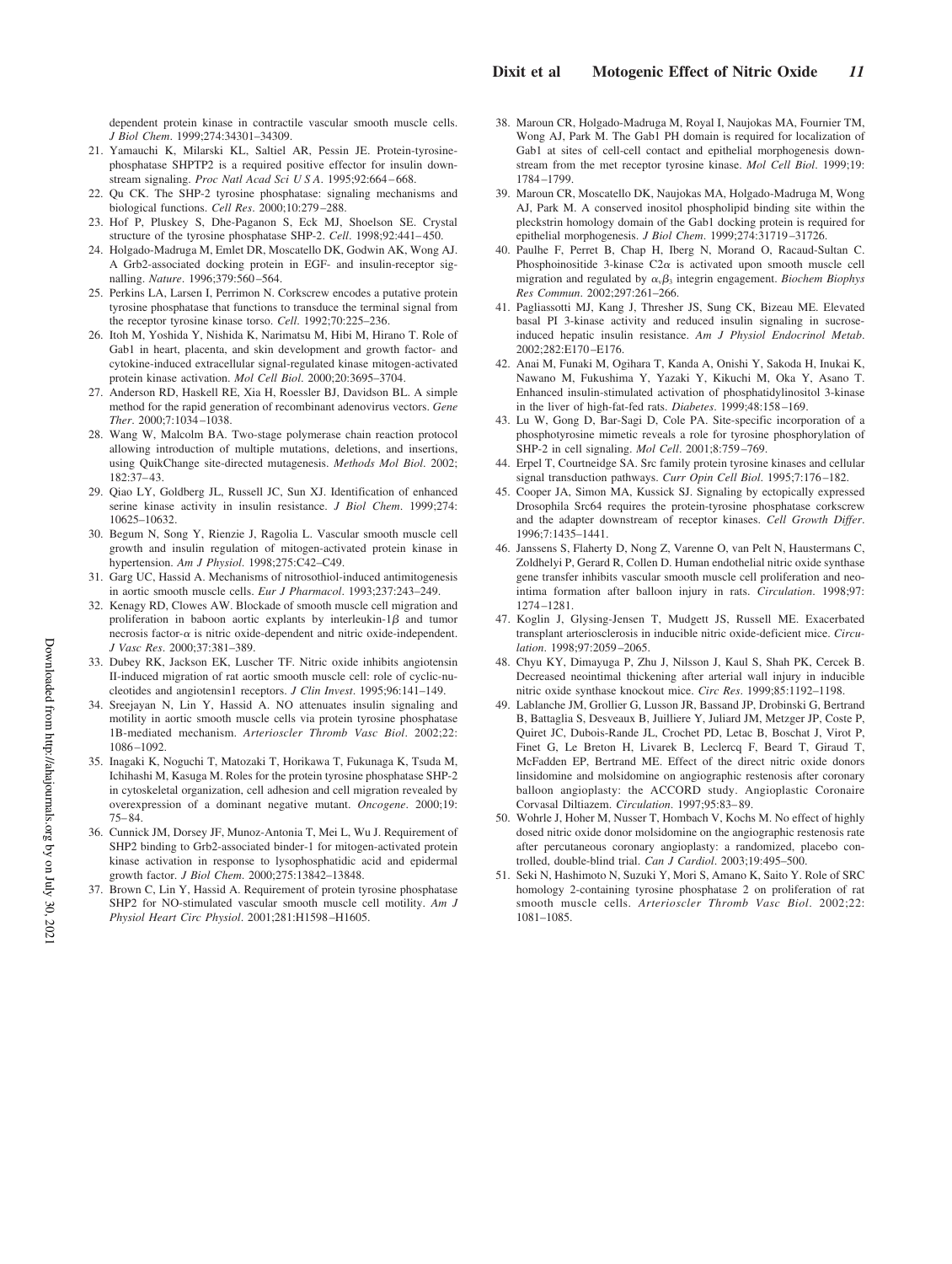dependent protein kinase in contractile vascular smooth muscle cells. *J Biol Chem*. 1999;274:34301–34309.

21. Yamauchi K, Milarski KL, Saltiel AR, Pessin JE. Protein-tyrosine-phosphatase SHPTP2 is a required positive effector for insulin downstream signaling. *Proc Natl Acad Sci U S A*. 1995;92:664–668.
22. Qu CK. The SHP-2 tyrosine phosphatase: signaling mechanisms and biological functions. *Cell Res*. 2000;10:279–288.
23. Hof P, Pluskey S, Dhe-Paganon S, Eck MJ, Shoelson SE. Crystal structure of the tyrosine phosphatase SHP-2. *Cell*. 1998;92:441–450.
24. Holgado-Madruga M, Emlet DR, Moscatello DK, Godwin AK, Wong AJ. A Grb2-associated docking protein in EGF- and insulin-receptor signalling. *Nature*. 1996;379:560–564.
25. Perkins LA, Larsen I, Perrimon N. Corkscrew encodes a putative protein tyrosine phosphatase that functions to transduce the terminal signal from the receptor tyrosine kinase torso. *Cell*. 1992;70:225–236.
26. Itoh M, Yoshida Y, Nishida K, Narimatsu M, Hibi M, Hirano T. Role of Gab1 in heart, placenta, and skin development and growth factor- and cytokine-induced extracellular signal-regulated kinase mitogen-activated protein kinase activation. *Mol Cell Biol*. 2000;20:3695–3704.
27. Anderson RD, Haskell RE, Xia H, Roessler BJ, Davidson BL. A simple method for the rapid generation of recombinant adenovirus vectors. *Gene Ther*. 2000;7:1034–1038.
28. Wang W, Malcolm BA. Two-stage polymerase chain reaction protocol allowing introduction of multiple mutations, deletions, and insertions, using QuikChange site-directed mutagenesis. *Methods Mol Biol*. 2002; 182:37–43.
29. Qiao LY, Goldberg JL, Russell JC, Sun XJ. Identification of enhanced serine kinase activity in insulin resistance. *J Biol Chem*. 1999;274: 10625–10632.
30. Begum N, Song Y, Rienzie J, Ragolia L. Vascular smooth muscle cell growth and insulin regulation of mitogen-activated protein kinase in hypertension. *Am J Physiol*. 1998;275:C42–C49.
31. Garg UC, Hassid A. Mechanisms of nitrosothiol-induced antimitogenesis in aortic smooth muscle cells. *Eur J Pharmacol*. 1993;237:243–249.
32. Kenagy RD, Clowes AW. Blockade of smooth muscle cell migration and proliferation in baboon aortic explants by interleukin-1$\beta$ and tumor necrosis factor-$\alpha$ is nitric oxide-dependent and nitric oxide-independent. *J Vasc Res*. 2000;37:381–389.
33. Dubey RK, Jackson EK, Luscher TF. Nitric oxide inhibits angiotensin II-induced migration of rat aortic smooth muscle cell: role of cyclic-nucleotides and angiotensin1 receptors. *J Clin Invest*. 1995;96:141–149.
34. Sreejayan N, Lin Y, Hassid A. NO attenuates insulin signaling and motility in aortic smooth muscle cells via protein tyrosine phosphatase 1B-mediated mechanism. *Arterioscler Thromb Vasc Biol*. 2002;22: 1086–1092.
35. Inagaki K, Noguchi T, Matozaki T, Horikawa T, Fukunaga K, Tsuda M, Ichihashi M, Kasuga M. Roles for the protein tyrosine phosphatase SHP-2 in cytoskeletal organization, cell adhesion and cell migration revealed by overexpression of a dominant negative mutant. *Oncogene*. 2000;19: 75–84.
36. Cunnick JM, Dorsey JF, Munoz-Antonia T, Mei L, Wu J. Requirement of SHP2 binding to Grb2-associated binder-1 for mitogen-activated protein kinase activation in response to lysophosphatidic acid and epidermal growth factor. *J Biol Chem*. 2000;275:13842–13848.
37. Brown C, Lin Y, Hassid A. Requirement of protein tyrosine phosphatase SHP2 for NO-stimulated vascular smooth muscle cell motility. *Am J Physiol Heart Circ Physiol*. 2001;281:H1598–H1605.
38. Maroun CR, Holgado-Madruga M, Royal I, Naujokas MA, Fournier TM, Wong AJ, Park M. The Gab1 PH domain is required for localization of Gab1 at sites of cell-cell contact and epithelial morphogenesis downstream from the met receptor tyrosine kinase. *Mol Cell Biol*. 1999;19: 1784–1799.
39. Maroun CR, Moscatello DK, Naujokas MA, Holgado-Madruga M, Wong AJ, Park M. A conserved inositol phospholipid binding site within the pleckstrin homology domain of the Gab1 docking protein is required for epithelial morphogenesis. *J Biol Chem*. 1999;274:31719–31726.
40. Paulhe F, Perret B, Chap H, Iberg N, Morand O, Racaud-Sultan C. Phosphoinositide 3-kinase C2$\alpha$ is activated upon smooth muscle cell migration and regulated by $\alpha_v\beta_3$ integrin engagement. *Biochem Biophys Res Commun*. 2002;297:261–266.
41. Pagliassotti MJ, Kang J, Thresher JS, Sung CK, Bizeau ME. Elevated basal PI 3-kinase activity and reduced insulin signaling in sucrose-induced hepatic insulin resistance. *Am J Physiol Endocrinol Metab*. 2002;282:E170–E176.
42. Anai M, Funaki M, Ogihara T, Kanda A, Onishi Y, Sakoda H, Inukai K, Nawano M, Fukushima Y, Yazaki Y, Kikuchi M, Oka Y, Asano T. Enhanced insulin-stimulated activation of phosphatidylinositol 3-kinase in the liver of high-fat-fed rats. *Diabetes*. 1999;48:158–169.
43. Lu W, Gong D, Bar-Sagi D, Cole PA. Site-specific incorporation of a phosphotyrosine mimetic reveals a role for tyrosine phosphorylation of SHP-2 in cell signaling. *Mol Cell*. 2001;8:759–769.
44. Erpel T, Courtneidge SA. Src family protein tyrosine kinases and cellular signal transduction pathways. *Curr Opin Cell Biol*. 1995;7:176–182.
45. Cooper JA, Simon MA, Kussick SJ. Signaling by ectopically expressed Drosophila Src64 requires the protein-tyrosine phosphatase corkscrew and the adapter downstream of receptor kinases. *Cell Growth Differ*. 1996;7:1435–1441.
46. Janssens S, Flaherty D, Nong Z, Varenne O, van Pelt N, Haustermans C, Zoldhelyi P, Gerard R, Collen D. Human endothelial nitric oxide synthase gene transfer inhibits vascular smooth muscle cell proliferation and neointima formation after balloon injury in rats. *Circulation*. 1998;97: 1274–1281.
47. Koglin J, Glysing-Jensen T, Mudgett JS, Russell ME. Exacerbated transplant arteriosclerosis in inducible nitric oxide-deficient mice. *Circulation*. 1998;97:2059–2065.
48. Chyu KY, Dimayuga P, Zhu J, Nilsson J, Kaul S, Shah PK, Cercek B. Decreased neointimal thickening after arterial wall injury in inducible nitric oxide synthase knockout mice. *Circ Res*. 1999;85:1192–1198.
49. Lablanche JM, Grollier G, Lusson JR, Bassand JP, Drobinski G, Bertrand B, Battaglia S, Desveaux B, Juilliere Y, Juliard JM, Metzger JP, Coste P, Quiret JC, Dubois-Rande JL, Crochet PD, Letac B, Boschat J, Virot P, Finet G, Le Breton H, Livarek B, Leclercq F, Beard T, Giraud T, McFadden EP, Bertrand ME. Effect of the direct nitric oxide donors linsidomine and molsidomine on angiographic restenosis after coronary balloon angioplasty: the ACCORD study. Angioplastic Coronaire Corvasal Diltiazem. *Circulation*. 1997;95:83–89.
50. Wohrle J, Hoher M, Nusser T, Hombach V, Kochs M. No effect of highly dosed nitric oxide donor molsidomine on the angiographic restenosis rate after percutaneous coronary angioplasty: a randomized, placebo controlled, double-blind trial. *Can J Cardiol*. 2003;19:495–500.
51. Seki N, Hashimoto N, Suzuki Y, Mori S, Amano K, Saito Y. Role of SRC homology 2-containing tyrosine phosphatase 2 on proliferation of rat smooth muscle cells. *Arterioscler Thromb Vasc Biol*. 2002;22: 1081–1085.